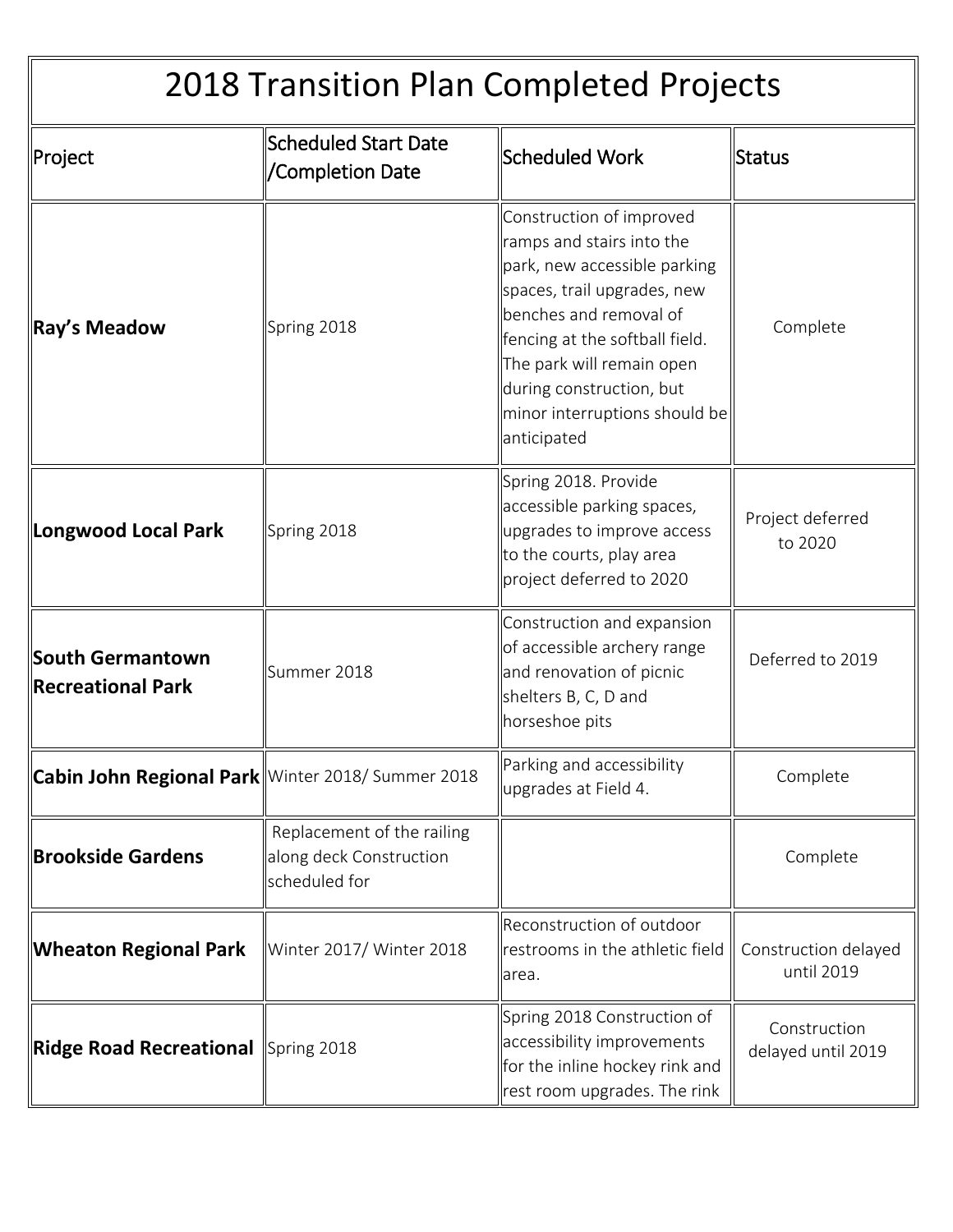| 2018 Transition Plan Completed Projects | | | |
|---|---|---|---|
| Project | Scheduled Start Date /Completion Date | Scheduled Work | Status |
| **Ray's Meadow** | Spring 2018 | Construction of improved ramps and stairs into the park, new accessible parking spaces, trail upgrades, new benches and removal of fencing at the softball field. The park will remain open during construction, but minor interruptions should be anticipated | Complete |
| **Longwood Local Park** | Spring 2018 | Spring 2018. Provide accessible parking spaces, upgrades to improve access to the courts, play area project deferred to 2020 | Project deferred to 2020 |
| **South Germantown Recreational Park** | Summer 2018 | Construction and expansion of accessible archery range and renovation of picnic shelters B, C, D and horseshoe pits | Deferred to 2019 |
| **Cabin John Regional Park** | Winter 2018/ Summer 2018 | Parking and accessibility upgrades at Field 4. | Complete |
| **Brookside Gardens** | Replacement of the railing along deck Construction scheduled for | | Complete |
| **Wheaton Regional Park** | Winter 2017/ Winter 2018 | Reconstruction of outdoor restrooms in the athletic field area. | Construction delayed until 2019 |
| **Ridge Road Recreational** | Spring 2018 | Spring 2018 Construction of accessibility improvements for the inline hockey rink and rest room upgrades. The rink | Construction delayed until 2019 |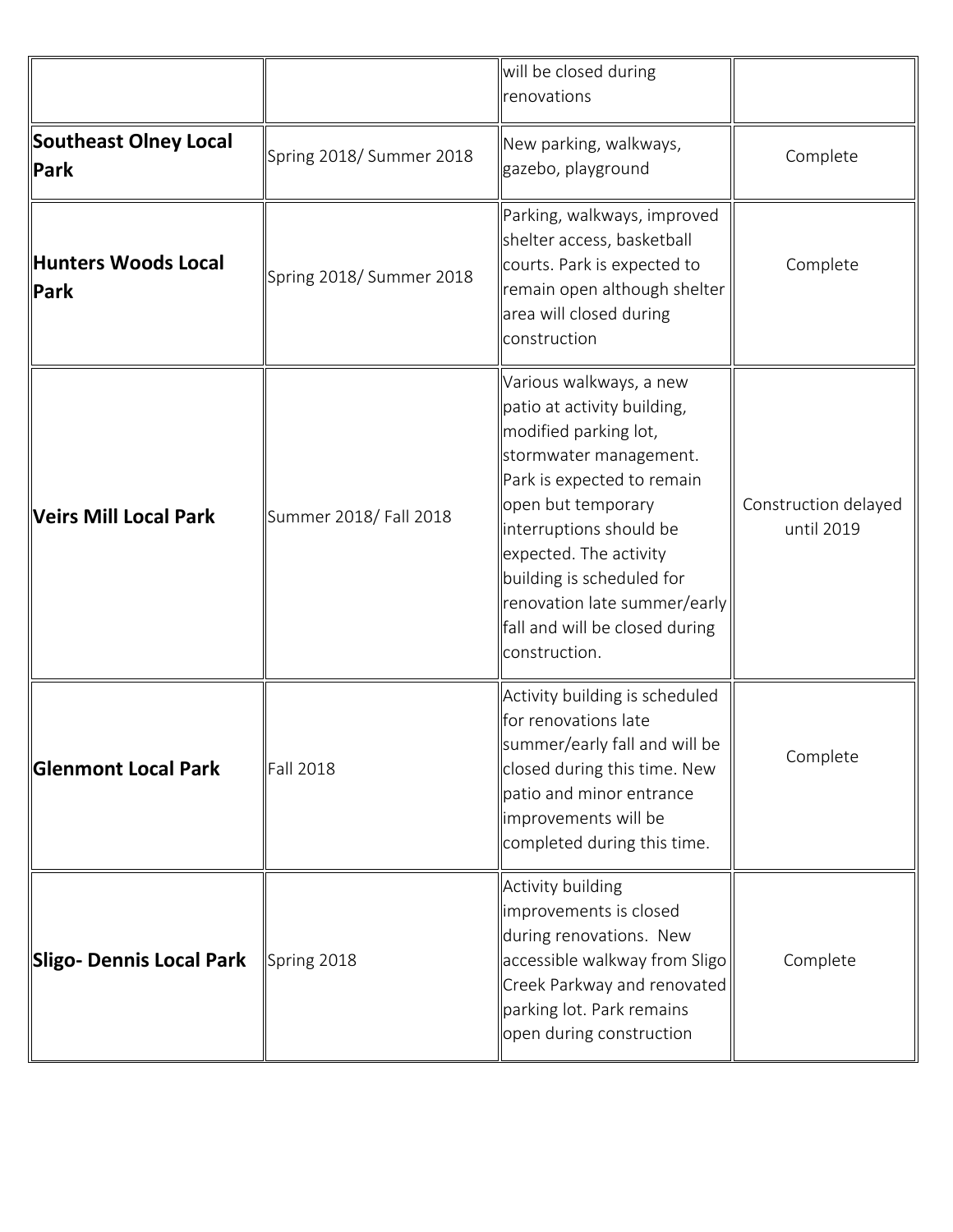| | | will be closed during renovations | |
|---|---|---|---|
| **Southeast Olney Local Park** | Spring 2018/ Summer 2018 | New parking, walkways, gazebo, playground | Complete |
| **Hunters Woods Local Park** | Spring 2018/ Summer 2018 | Parking, walkways, improved shelter access, basketball courts. Park is expected to remain open although shelter area will closed during construction | Complete |
| **Veirs Mill Local Park** | Summer 2018/ Fall 2018 | Various walkways, a new patio at activity building, modified parking lot, stormwater management. Park is expected to remain open but temporary interruptions should be expected. The activity building is scheduled for renovation late summer/early fall and will be closed during construction. | Construction delayed until 2019 |
| **Glenmont Local Park** | Fall 2018 | Activity building is scheduled for renovations late summer/early fall and will be closed during this time. New patio and minor entrance improvements will be completed during this time. | Complete |
| **Sligo- Dennis Local Park** | Spring 2018 | Activity building improvements is closed during renovations. New accessible walkway from Sligo Creek Parkway and renovated parking lot. Park remains open during construction | Complete |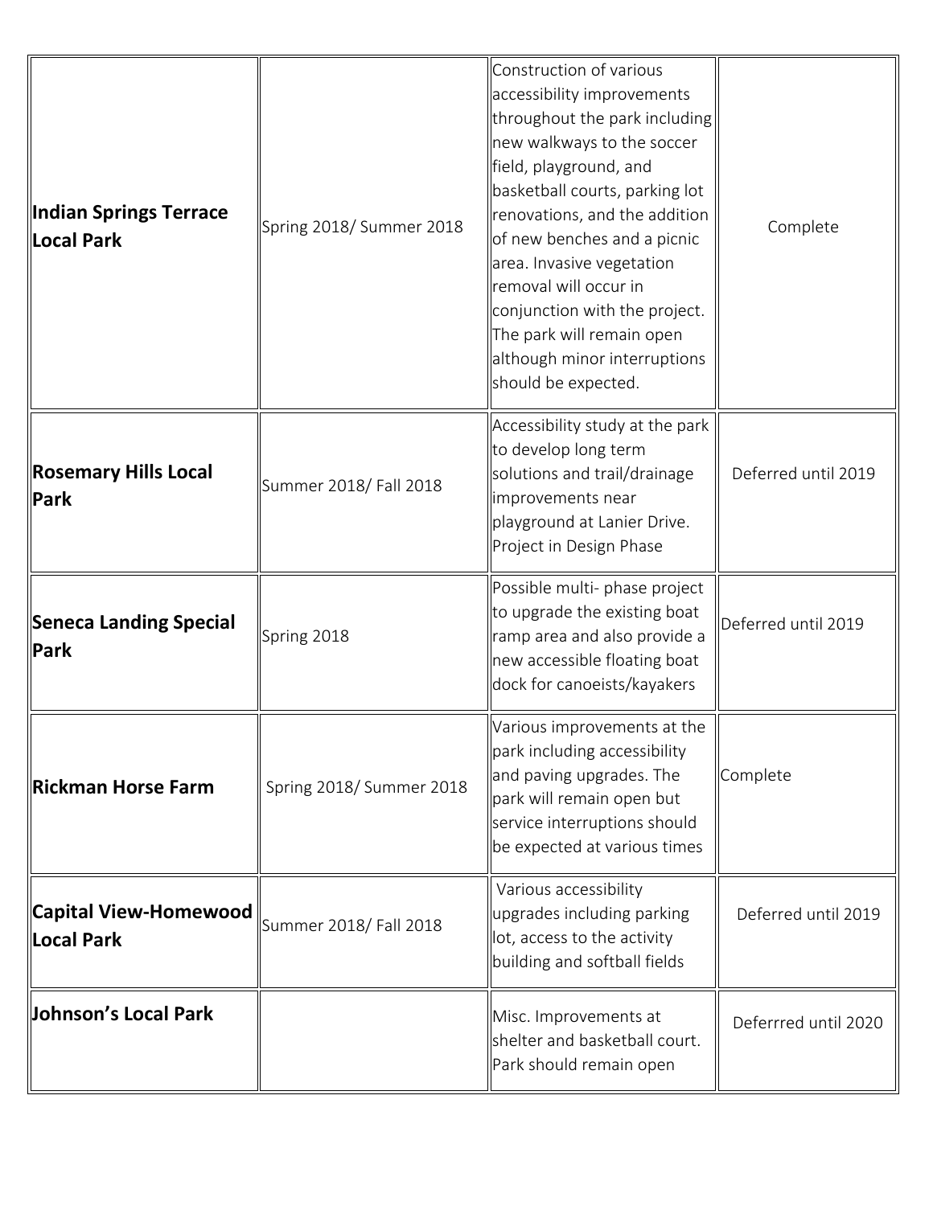| | | | |
|---|---|---|---|
| **Indian Springs Terrace Local Park** | Spring 2018/ Summer 2018 | Construction of various accessibility improvements throughout the park including new walkways to the soccer field, playground, and basketball courts, parking lot renovations, and the addition of new benches and a picnic area. Invasive vegetation removal will occur in conjunction with the project. The park will remain open although minor interruptions should be expected. | Complete |
| **Rosemary Hills Local Park** | Summer 2018/ Fall 2018 | Accessibility study at the park to develop long term solutions and trail/drainage improvements near playground at Lanier Drive. Project in Design Phase | Deferred until 2019 |
| **Seneca Landing Special Park** | Spring 2018 | Possible multi- phase project to upgrade the existing boat ramp area and also provide a new accessible floating boat dock for canoeists/kayakers | Deferred until 2019 |
| **Rickman Horse Farm** | Spring 2018/ Summer 2018 | Various improvements at the park including accessibility and paving upgrades. The park will remain open but service interruptions should be expected at various times | Complete |
| **Capital View-Homewood Local Park** | Summer 2018/ Fall 2018 | Various accessibility upgrades including parking lot, access to the activity building and softball fields | Deferred until 2019 |
| **Johnson's Local Park** | | Misc. Improvements at shelter and basketball court. Park should remain open | Deferrred until 2020 |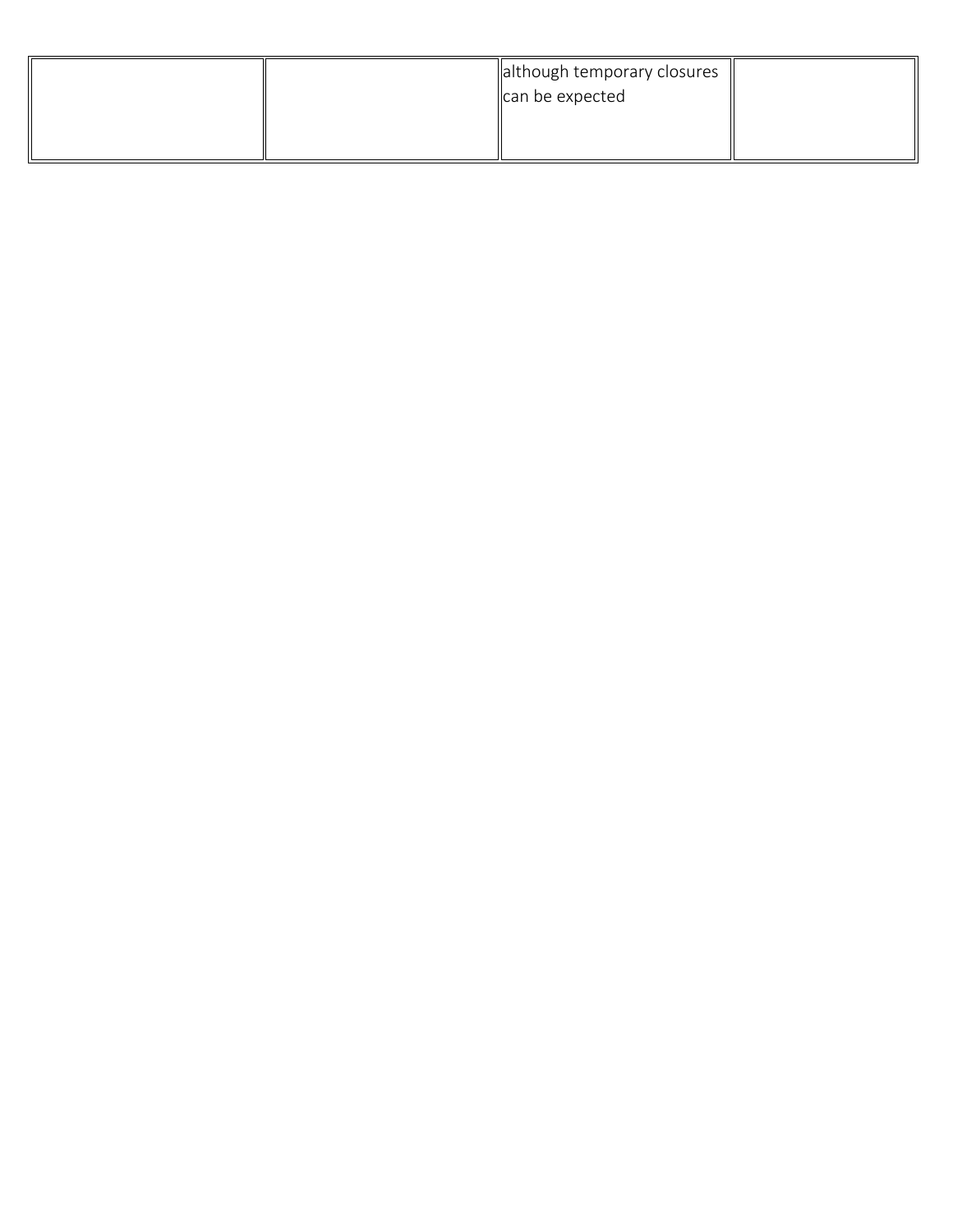| | | | |
|---|---|---|---|
| | | although temporary closures can be expected | |